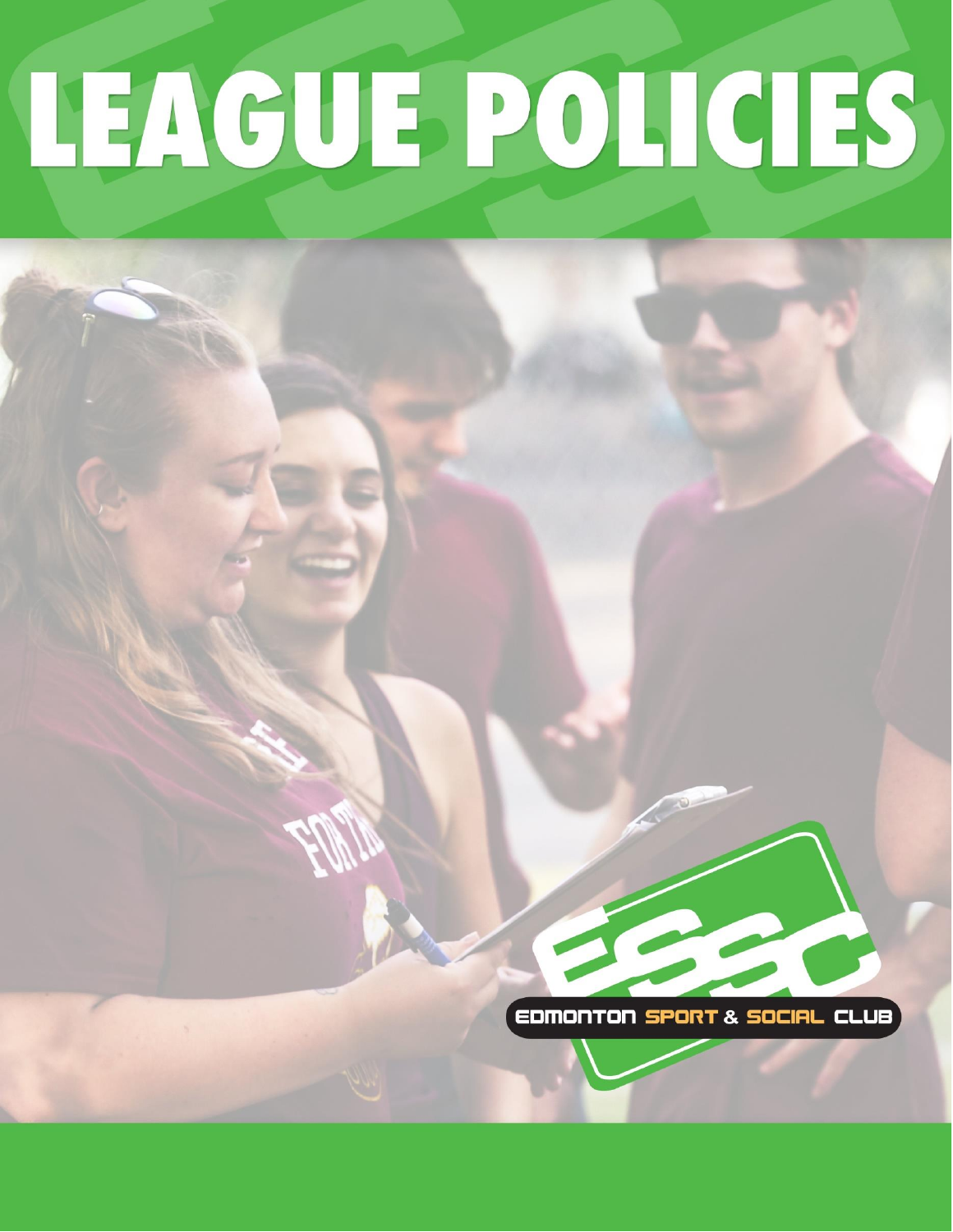# LEAGUE POLICIES

EDMONTON SPORT & SOCIAL CLUB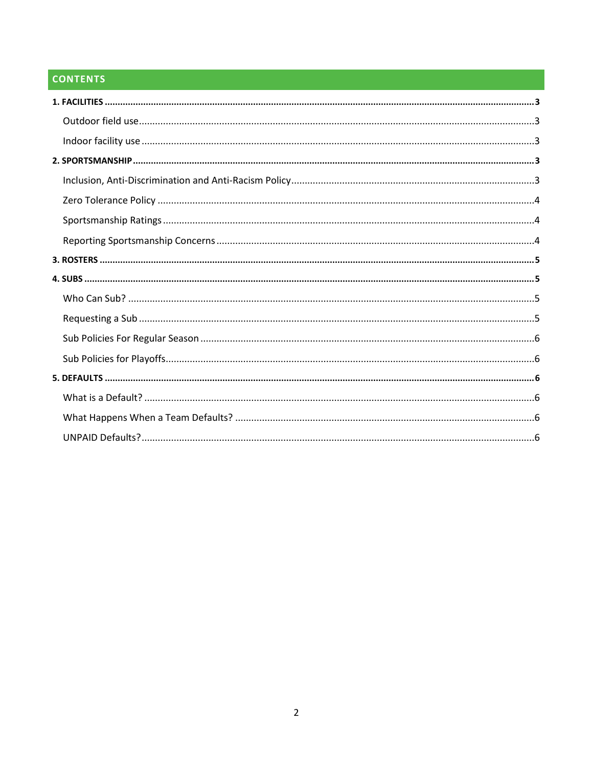## CONTENTS

**1. FACILITIES** .......... **3**

- Outdoor field use .......... 3
- Indoor facility use .......... 3

**2. SPORTSMANSHIP** .......... **3**

- Inclusion, Anti-Discrimination and Anti-Racism Policy .......... 3
- Zero Tolerance Policy .......... 4
- Sportsmanship Ratings .......... 4
- Reporting Sportsmanship Concerns .......... 4

**3. ROSTERS** .......... **5**

**4. SUBS** .......... **5**

- Who Can Sub? .......... 5
- Requesting a Sub .......... 5
- Sub Policies For Regular Season .......... 6
- Sub Policies for Playoffs .......... 6

**5. DEFAULTS** .......... **6**

- What is a Default? .......... 6
- What Happens When a Team Defaults? .......... 6
- UNPAID Defaults? .......... 6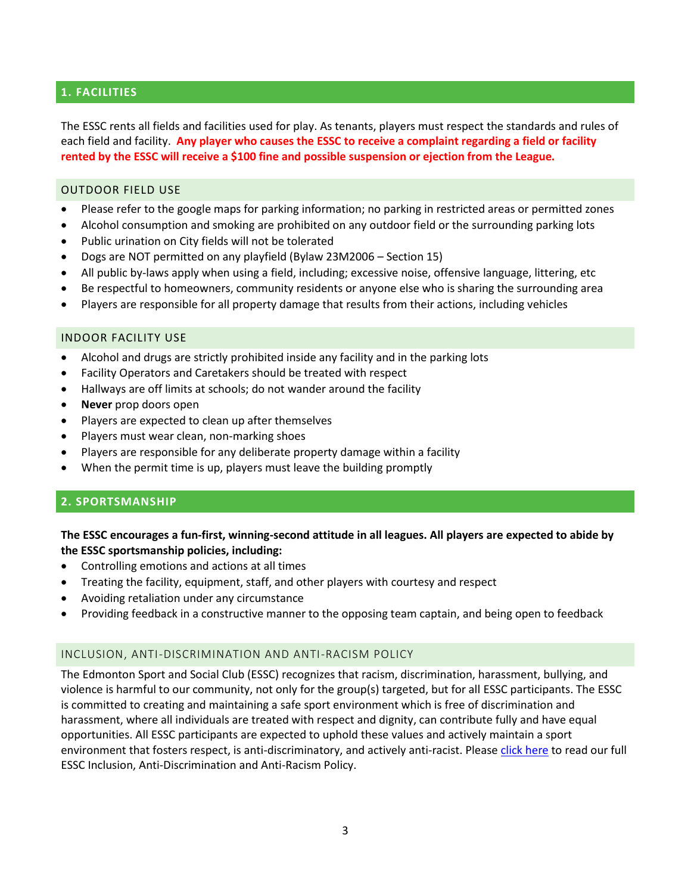## 1. FACILITIES

The ESSC rents all fields and facilities used for play. As tenants, players must respect the standards and rules of each field and facility. **Any player who causes the ESSC to receive a complaint regarding a field or facility rented by the ESSC will receive a $100 fine and possible suspension or ejection from the League.**

### OUTDOOR FIELD USE

- Please refer to the google maps for parking information; no parking in restricted areas or permitted zones
- Alcohol consumption and smoking are prohibited on any outdoor field or the surrounding parking lots
- Public urination on City fields will not be tolerated
- Dogs are NOT permitted on any playfield (Bylaw 23M2006 – Section 15)
- All public by-laws apply when using a field, including; excessive noise, offensive language, littering, etc
- Be respectful to homeowners, community residents or anyone else who is sharing the surrounding area
- Players are responsible for all property damage that results from their actions, including vehicles

### INDOOR FACILITY USE

- Alcohol and drugs are strictly prohibited inside any facility and in the parking lots
- Facility Operators and Caretakers should be treated with respect
- Hallways are off limits at schools; do not wander around the facility
- **Never** prop doors open
- Players are expected to clean up after themselves
- Players must wear clean, non-marking shoes
- Players are responsible for any deliberate property damage within a facility
- When the permit time is up, players must leave the building promptly

## 2. SPORTSMANSHIP

**The ESSC encourages a fun-first, winning-second attitude in all leagues. All players are expected to abide by the ESSC sportsmanship policies, including:**

- Controlling emotions and actions at all times
- Treating the facility, equipment, staff, and other players with courtesy and respect
- Avoiding retaliation under any circumstance
- Providing feedback in a constructive manner to the opposing team captain, and being open to feedback

### INCLUSION, ANTI-DISCRIMINATION AND ANTI-RACISM POLICY

The Edmonton Sport and Social Club (ESSC) recognizes that racism, discrimination, harassment, bullying, and violence is harmful to our community, not only for the group(s) targeted, but for all ESSC participants. The ESSC is committed to creating and maintaining a safe sport environment which is free of discrimination and harassment, where all individuals are treated with respect and dignity, can contribute fully and have equal opportunities. All ESSC participants are expected to uphold these values and actively maintain a sport environment that fosters respect, is anti-discriminatory, and actively anti-racist. Please click here to read our full ESSC Inclusion, Anti-Discrimination and Anti-Racism Policy.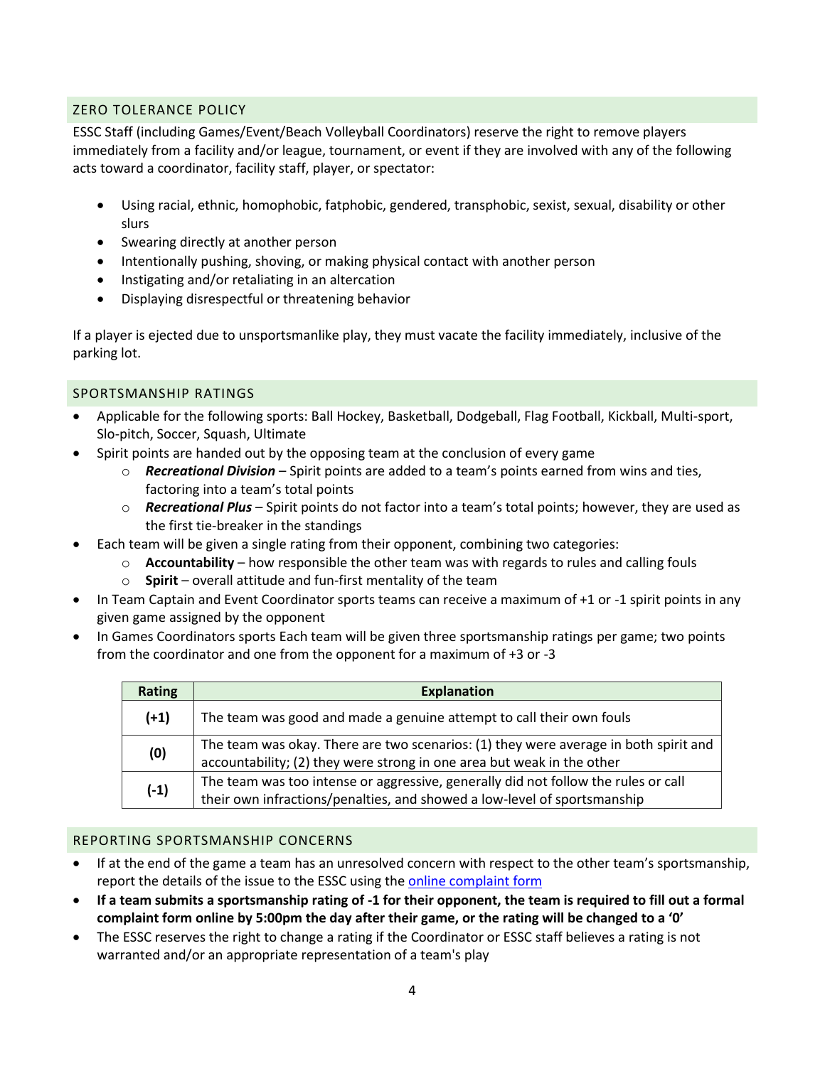## ZERO TOLERANCE POLICY

ESSC Staff (including Games/Event/Beach Volleyball Coordinators) reserve the right to remove players immediately from a facility and/or league, tournament, or event if they are involved with any of the following acts toward a coordinator, facility staff, player, or spectator:

- Using racial, ethnic, homophobic, fatphobic, gendered, transphobic, sexist, sexual, disability or other slurs
- Swearing directly at another person
- Intentionally pushing, shoving, or making physical contact with another person
- Instigating and/or retaliating in an altercation
- Displaying disrespectful or threatening behavior

If a player is ejected due to unsportsmanlike play, they must vacate the facility immediately, inclusive of the parking lot.

## SPORTSMANSHIP RATINGS

- Applicable for the following sports: Ball Hockey, Basketball, Dodgeball, Flag Football, Kickball, Multi-sport, Slo-pitch, Soccer, Squash, Ultimate
- Spirit points are handed out by the opposing team at the conclusion of every game
  - ***Recreational Division*** – Spirit points are added to a team's points earned from wins and ties, factoring into a team's total points
  - ***Recreational Plus*** – Spirit points do not factor into a team's total points; however, they are used as the first tie-breaker in the standings
- Each team will be given a single rating from their opponent, combining two categories:
  - **Accountability** – how responsible the other team was with regards to rules and calling fouls
  - **Spirit** – overall attitude and fun-first mentality of the team
- In Team Captain and Event Coordinator sports teams can receive a maximum of +1 or -1 spirit points in any given game assigned by the opponent
- In Games Coordinators sports Each team will be given three sportsmanship ratings per game; two points from the coordinator and one from the opponent for a maximum of +3 or -3

| Rating | Explanation |
|---|---|
| **(+1)** | The team was good and made a genuine attempt to call their own fouls |
| **(0)** | The team was okay. There are two scenarios: (1) they were average in both spirit and accountability; (2) they were strong in one area but weak in the other |
| **(-1)** | The team was too intense or aggressive, generally did not follow the rules or call their own infractions/penalties, and showed a low-level of sportsmanship |

## REPORTING SPORTSMANSHIP CONCERNS

- If at the end of the game a team has an unresolved concern with respect to the other team's sportsmanship, report the details of the issue to the ESSC using the online complaint form
- **If a team submits a sportsmanship rating of -1 for their opponent, the team is required to fill out a formal complaint form online by 5:00pm the day after their game, or the rating will be changed to a '0'**
- The ESSC reserves the right to change a rating if the Coordinator or ESSC staff believes a rating is not warranted and/or an appropriate representation of a team's play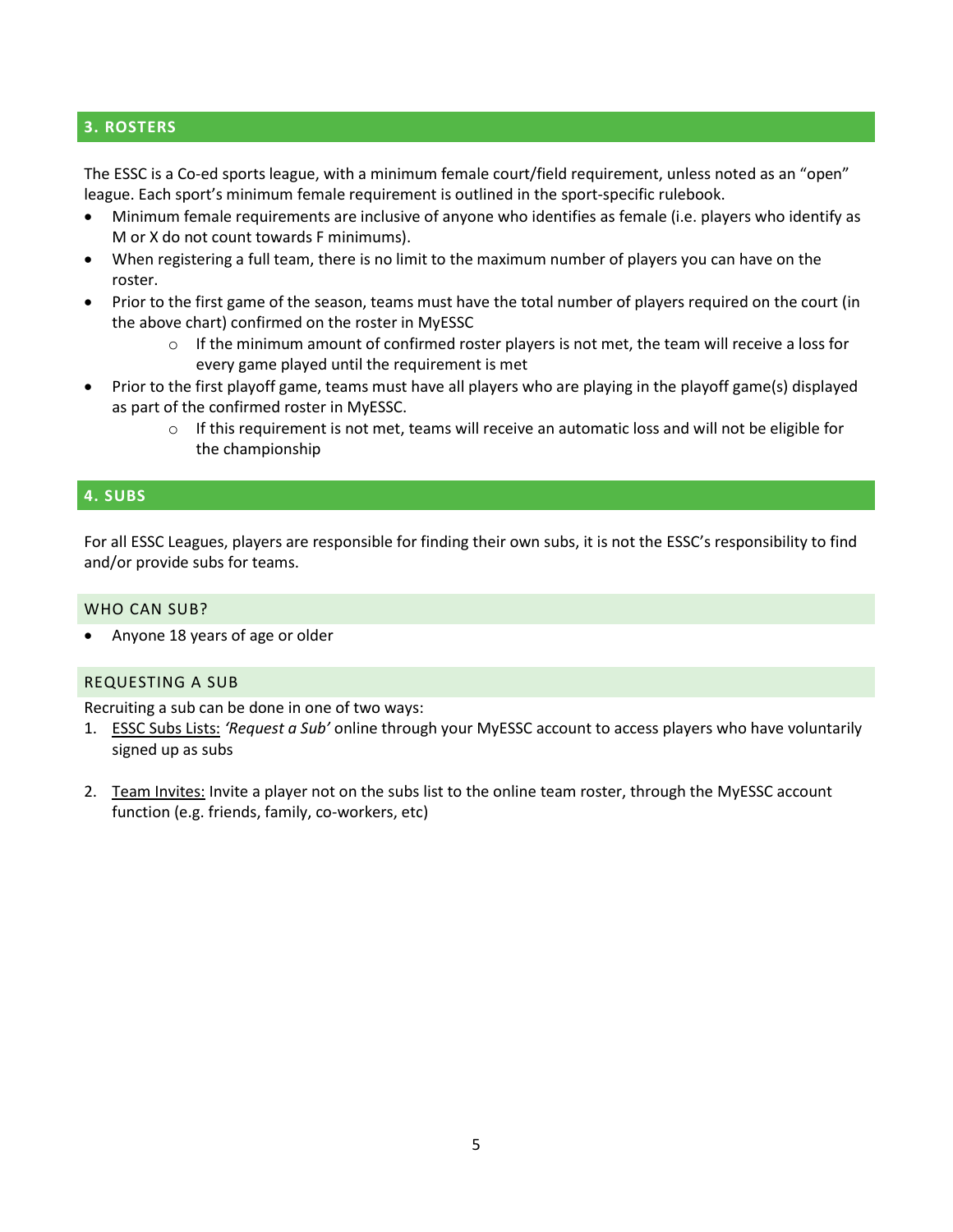## 3. ROSTERS

The ESSC is a Co-ed sports league, with a minimum female court/field requirement, unless noted as an "open" league. Each sport's minimum female requirement is outlined in the sport-specific rulebook.

- Minimum female requirements are inclusive of anyone who identifies as female (i.e. players who identify as M or X do not count towards F minimums).
- When registering a full team, there is no limit to the maximum number of players you can have on the roster.
- Prior to the first game of the season, teams must have the total number of players required on the court (in the above chart) confirmed on the roster in MyESSC
  - If the minimum amount of confirmed roster players is not met, the team will receive a loss for every game played until the requirement is met
- Prior to the first playoff game, teams must have all players who are playing in the playoff game(s) displayed as part of the confirmed roster in MyESSC.
  - If this requirement is not met, teams will receive an automatic loss and will not be eligible for the championship

## 4. SUBS

For all ESSC Leagues, players are responsible for finding their own subs, it is not the ESSC's responsibility to find and/or provide subs for teams.

### WHO CAN SUB?

- Anyone 18 years of age or older

### REQUESTING A SUB

Recruiting a sub can be done in one of two ways:

1. ESSC Subs Lists: *'Request a Sub'* online through your MyESSC account to access players who have voluntarily signed up as subs

2. Team Invites: Invite a player not on the subs list to the online team roster, through the MyESSC account function (e.g. friends, family, co-workers, etc)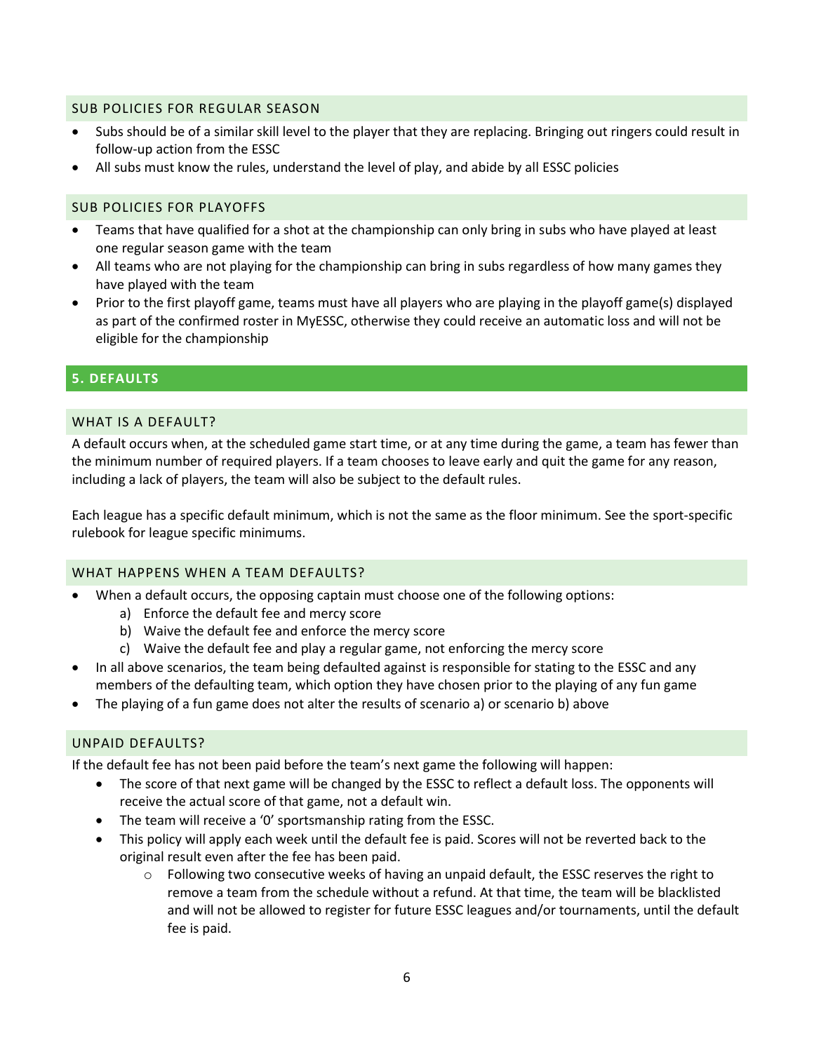### SUB POLICIES FOR REGULAR SEASON

- Subs should be of a similar skill level to the player that they are replacing. Bringing out ringers could result in follow-up action from the ESSC
- All subs must know the rules, understand the level of play, and abide by all ESSC policies

### SUB POLICIES FOR PLAYOFFS

- Teams that have qualified for a shot at the championship can only bring in subs who have played at least one regular season game with the team
- All teams who are not playing for the championship can bring in subs regardless of how many games they have played with the team
- Prior to the first playoff game, teams must have all players who are playing in the playoff game(s) displayed as part of the confirmed roster in MyESSC, otherwise they could receive an automatic loss and will not be eligible for the championship

## 5. DEFAULTS

### WHAT IS A DEFAULT?

A default occurs when, at the scheduled game start time, or at any time during the game, a team has fewer than the minimum number of required players. If a team chooses to leave early and quit the game for any reason, including a lack of players, the team will also be subject to the default rules.

Each league has a specific default minimum, which is not the same as the floor minimum. See the sport-specific rulebook for league specific minimums.

### WHAT HAPPENS WHEN A TEAM DEFAULTS?

- When a default occurs, the opposing captain must choose one of the following options:
  a) Enforce the default fee and mercy score
  b) Waive the default fee and enforce the mercy score
  c) Waive the default fee and play a regular game, not enforcing the mercy score
- In all above scenarios, the team being defaulted against is responsible for stating to the ESSC and any members of the defaulting team, which option they have chosen prior to the playing of any fun game
- The playing of a fun game does not alter the results of scenario a) or scenario b) above

### UNPAID DEFAULTS?

If the default fee has not been paid before the team's next game the following will happen:

- The score of that next game will be changed by the ESSC to reflect a default loss. The opponents will receive the actual score of that game, not a default win.
- The team will receive a '0' sportsmanship rating from the ESSC.
- This policy will apply each week until the default fee is paid. Scores will not be reverted back to the original result even after the fee has been paid.
  - Following two consecutive weeks of having an unpaid default, the ESSC reserves the right to remove a team from the schedule without a refund. At that time, the team will be blacklisted and will not be allowed to register for future ESSC leagues and/or tournaments, until the default fee is paid.